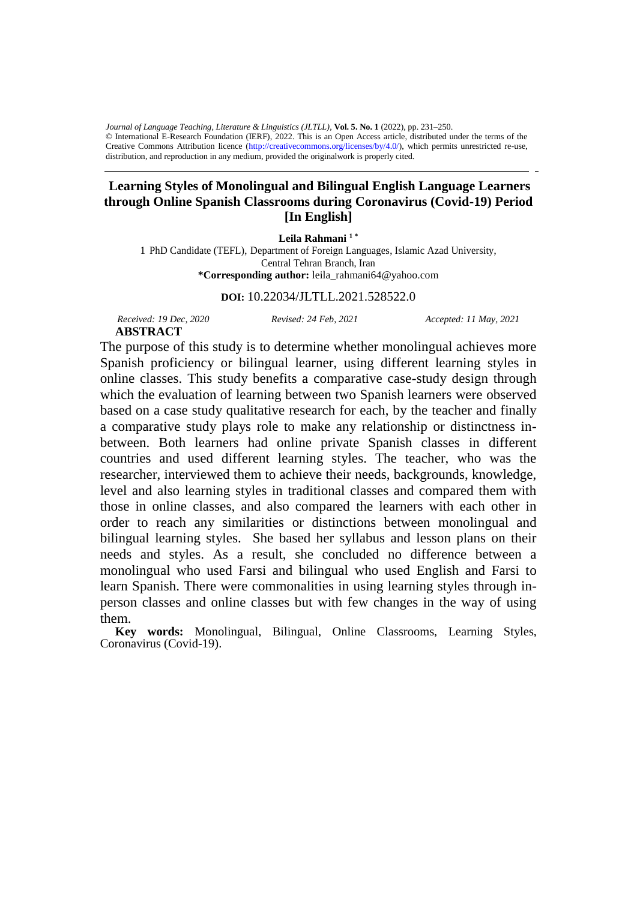*Journal of Language Teaching, Literature & Linguistics (JLTLL)*, **Vol. 5. No. 1** (2022), pp. 231–250.
© International E-Research Foundation (IERF), 2022. This is an Open Access article, distributed under the terms of the Creative Commons Attribution licence (http://creativecommons.org/licenses/by/4.0/), which permits unrestricted re-use, distribution, and reproduction in any medium, provided the originalwork is properly cited.

# Learning Styles of Monolingual and Bilingual English Language Learners through Online Spanish Classrooms during Coronavirus (Covid-19) Period [In English]

**Leila Rahmani [1 *]**

1 PhD Candidate (TEFL), Department of Foreign Languages, Islamic Azad University, Central Tehran Branch, Iran

**\*Corresponding author:** leila_rahmani64@yahoo.com

**DOI:** 10.22034/JLTLL.2021.528522.0

*Received: 19 Dec, 2020* *Revised: 24 Feb, 2021* *Accepted: 11 May, 2021*

## ABSTRACT

The purpose of this study is to determine whether monolingual achieves more Spanish proficiency or bilingual learner, using different learning styles in online classes. This study benefits a comparative case-study design through which the evaluation of learning between two Spanish learners were observed based on a case study qualitative research for each, by the teacher and finally a comparative study plays role to make any relationship or distinctness in-between. Both learners had online private Spanish classes in different countries and used different learning styles. The teacher, who was the researcher, interviewed them to achieve their needs, backgrounds, knowledge, level and also learning styles in traditional classes and compared them with those in online classes, and also compared the learners with each other in order to reach any similarities or distinctions between monolingual and bilingual learning styles. She based her syllabus and lesson plans on their needs and styles. As a result, she concluded no difference between a monolingual who used Farsi and bilingual who used English and Farsi to learn Spanish. There were commonalities in using learning styles through in-person classes and online classes but with few changes in the way of using them.

**Key words:** Monolingual, Bilingual, Online Classrooms, Learning Styles, Coronavirus (Covid-19).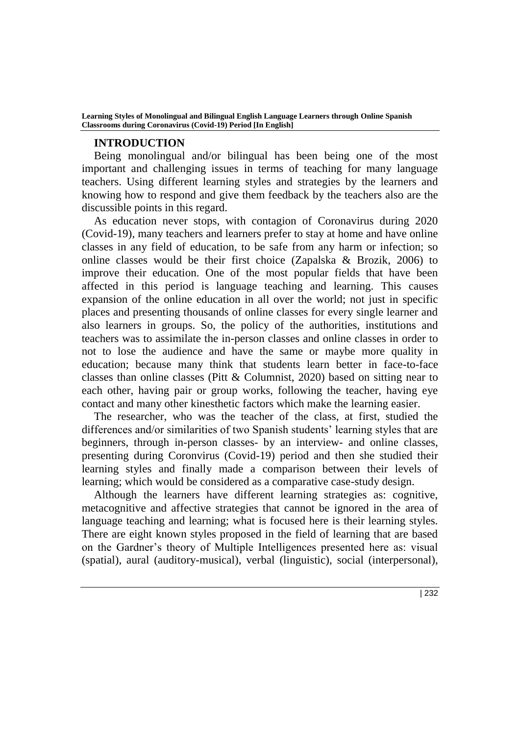## INTRODUCTION

Being monolingual and/or bilingual has been being one of the most important and challenging issues in terms of teaching for many language teachers. Using different learning styles and strategies by the learners and knowing how to respond and give them feedback by the teachers also are the discussible points in this regard.

As education never stops, with contagion of Coronavirus during 2020 (Covid-19), many teachers and learners prefer to stay at home and have online classes in any field of education, to be safe from any harm or infection; so online classes would be their first choice (Zapalska & Brozik, 2006) to improve their education. One of the most popular fields that have been affected in this period is language teaching and learning. This causes expansion of the online education in all over the world; not just in specific places and presenting thousands of online classes for every single learner and also learners in groups. So, the policy of the authorities, institutions and teachers was to assimilate the in-person classes and online classes in order to not to lose the audience and have the same or maybe more quality in education; because many think that students learn better in face-to-face classes than online classes (Pitt & Columnist, 2020) based on sitting near to each other, having pair or group works, following the teacher, having eye contact and many other kinesthetic factors which make the learning easier.

The researcher, who was the teacher of the class, at first, studied the differences and/or similarities of two Spanish students' learning styles that are beginners, through in-person classes- by an interview- and online classes, presenting during Coronvirus (Covid-19) period and then she studied their learning styles and finally made a comparison between their levels of learning; which would be considered as a comparative case-study design.

Although the learners have different learning strategies as: cognitive, metacognitive and affective strategies that cannot be ignored in the area of language teaching and learning; what is focused here is their learning styles. There are eight known styles proposed in the field of learning that are based on the Gardner's theory of Multiple Intelligences presented here as: visual (spatial), aural (auditory-musical), verbal (linguistic), social (interpersonal),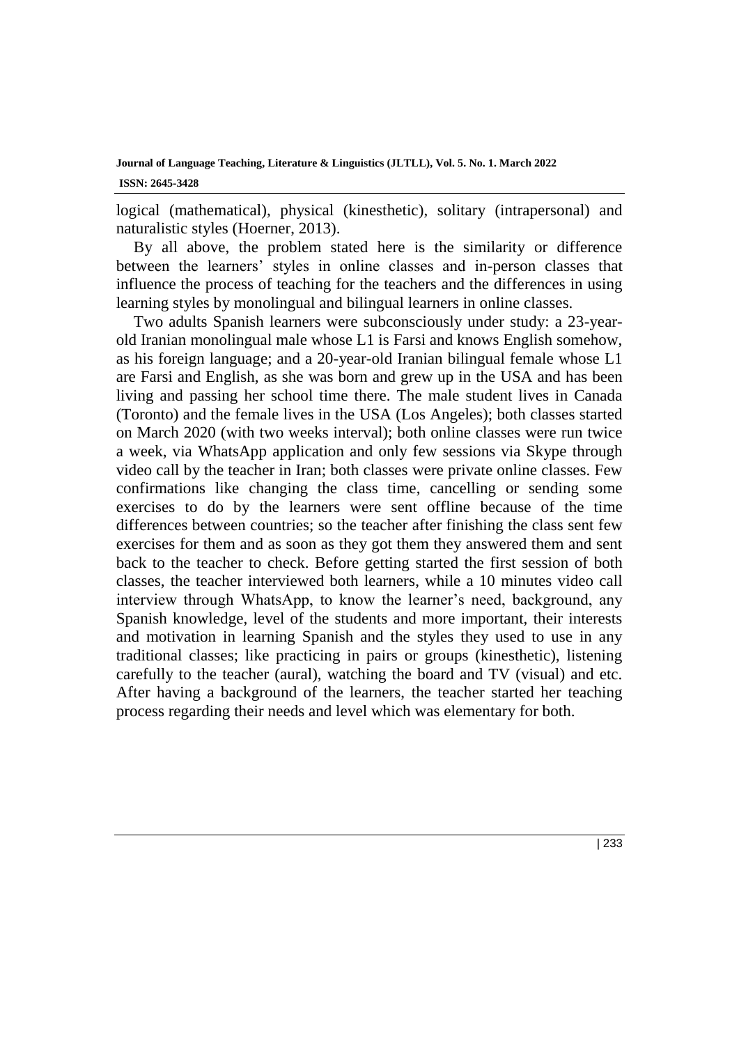logical (mathematical), physical (kinesthetic), solitary (intrapersonal) and naturalistic styles (Hoerner, 2013).

By all above, the problem stated here is the similarity or difference between the learners' styles in online classes and in-person classes that influence the process of teaching for the teachers and the differences in using learning styles by monolingual and bilingual learners in online classes.

Two adults Spanish learners were subconsciously under study: a 23-year-old Iranian monolingual male whose L1 is Farsi and knows English somehow, as his foreign language; and a 20-year-old Iranian bilingual female whose L1 are Farsi and English, as she was born and grew up in the USA and has been living and passing her school time there. The male student lives in Canada (Toronto) and the female lives in the USA (Los Angeles); both classes started on March 2020 (with two weeks interval); both online classes were run twice a week, via WhatsApp application and only few sessions via Skype through video call by the teacher in Iran; both classes were private online classes. Few confirmations like changing the class time, cancelling or sending some exercises to do by the learners were sent offline because of the time differences between countries; so the teacher after finishing the class sent few exercises for them and as soon as they got them they answered them and sent back to the teacher to check. Before getting started the first session of both classes, the teacher interviewed both learners, while a 10 minutes video call interview through WhatsApp, to know the learner's need, background, any Spanish knowledge, level of the students and more important, their interests and motivation in learning Spanish and the styles they used to use in any traditional classes; like practicing in pairs or groups (kinesthetic), listening carefully to the teacher (aural), watching the board and TV (visual) and etc. After having a background of the learners, the teacher started her teaching process regarding their needs and level which was elementary for both.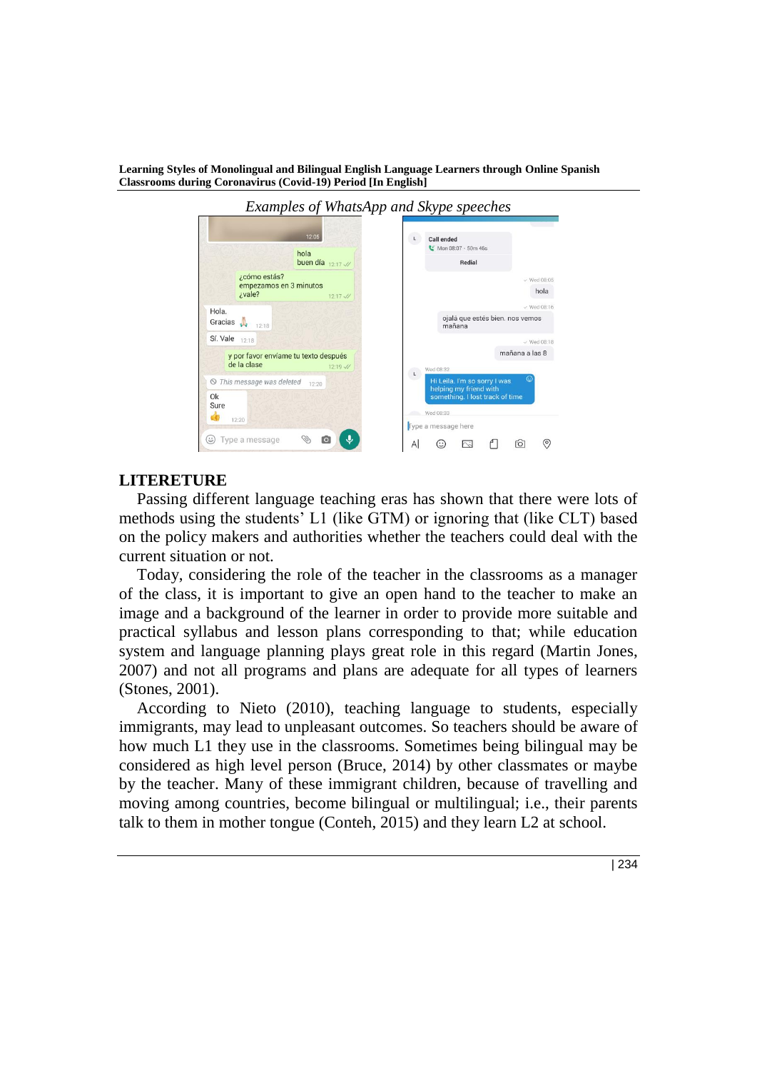*Examples of WhatsApp and Skype speeches*

## LITERETURE

Passing different language teaching eras has shown that there were lots of methods using the students' L1 (like GTM) or ignoring that (like CLT) based on the policy makers and authorities whether the teachers could deal with the current situation or not.

Today, considering the role of the teacher in the classrooms as a manager of the class, it is important to give an open hand to the teacher to make an image and a background of the learner in order to provide more suitable and practical syllabus and lesson plans corresponding to that; while education system and language planning plays great role in this regard (Martin Jones, 2007) and not all programs and plans are adequate for all types of learners (Stones, 2001).

According to Nieto (2010), teaching language to students, especially immigrants, may lead to unpleasant outcomes. So teachers should be aware of how much L1 they use in the classrooms. Sometimes being bilingual may be considered as high level person (Bruce, 2014) by other classmates or maybe by the teacher. Many of these immigrant children, because of travelling and moving among countries, become bilingual or multilingual; i.e., their parents talk to them in mother tongue (Conteh, 2015) and they learn L2 at school.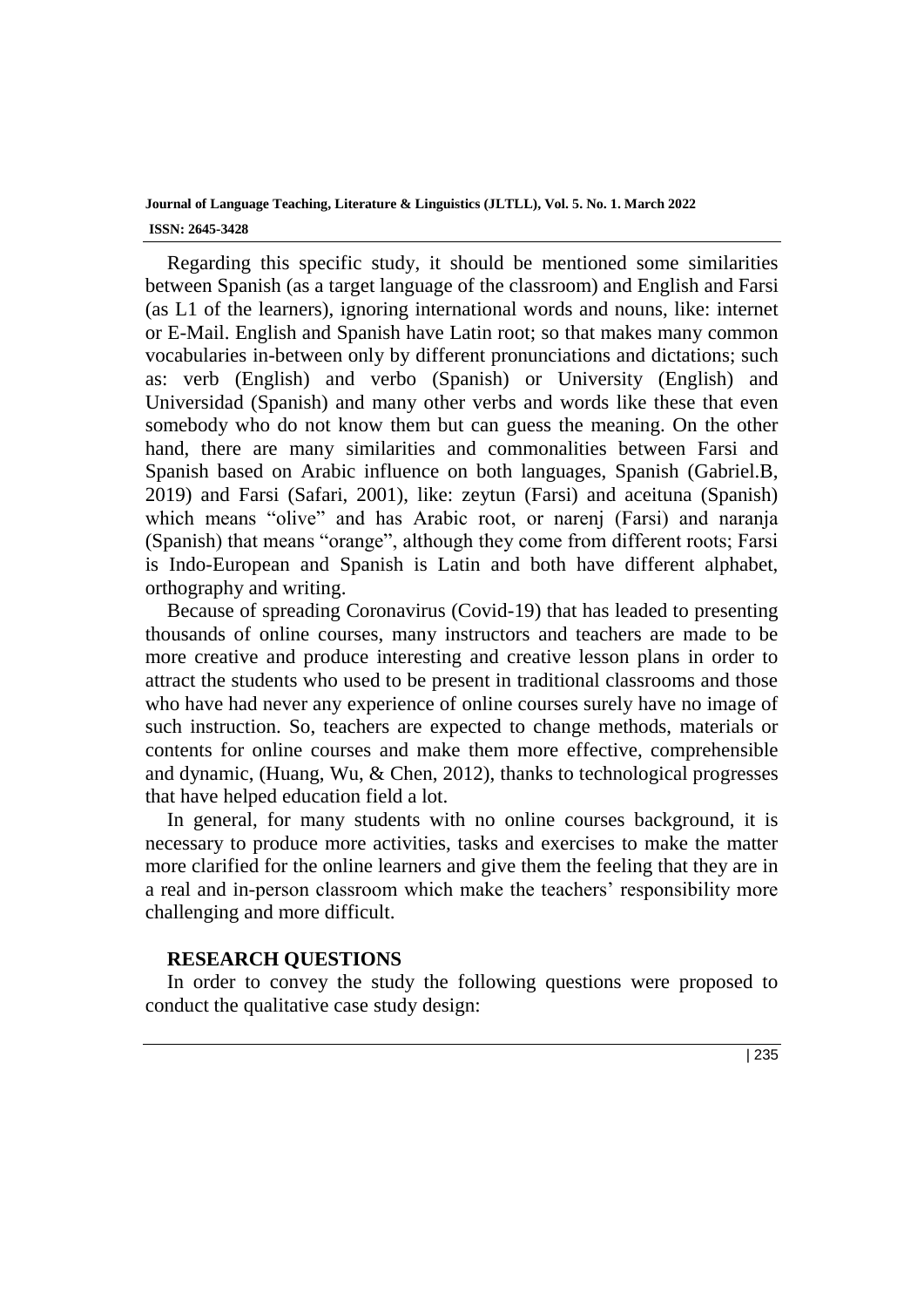Regarding this specific study, it should be mentioned some similarities between Spanish (as a target language of the classroom) and English and Farsi (as L1 of the learners), ignoring international words and nouns, like: internet or E-Mail. English and Spanish have Latin root; so that makes many common vocabularies in-between only by different pronunciations and dictations; such as: verb (English) and verbo (Spanish) or University (English) and Universidad (Spanish) and many other verbs and words like these that even somebody who do not know them but can guess the meaning. On the other hand, there are many similarities and commonalities between Farsi and Spanish based on Arabic influence on both languages, Spanish (Gabriel.B, 2019) and Farsi (Safari, 2001), like: zeytun (Farsi) and aceituna (Spanish) which means "olive" and has Arabic root, or narenj (Farsi) and naranja (Spanish) that means "orange", although they come from different roots; Farsi is Indo-European and Spanish is Latin and both have different alphabet, orthography and writing.

Because of spreading Coronavirus (Covid-19) that has leaded to presenting thousands of online courses, many instructors and teachers are made to be more creative and produce interesting and creative lesson plans in order to attract the students who used to be present in traditional classrooms and those who have had never any experience of online courses surely have no image of such instruction. So, teachers are expected to change methods, materials or contents for online courses and make them more effective, comprehensible and dynamic, (Huang, Wu, & Chen, 2012), thanks to technological progresses that have helped education field a lot.

In general, for many students with no online courses background, it is necessary to produce more activities, tasks and exercises to make the matter more clarified for the online learners and give them the feeling that they are in a real and in-person classroom which make the teachers' responsibility more challenging and more difficult.

## RESEARCH QUESTIONS

In order to convey the study the following questions were proposed to conduct the qualitative case study design: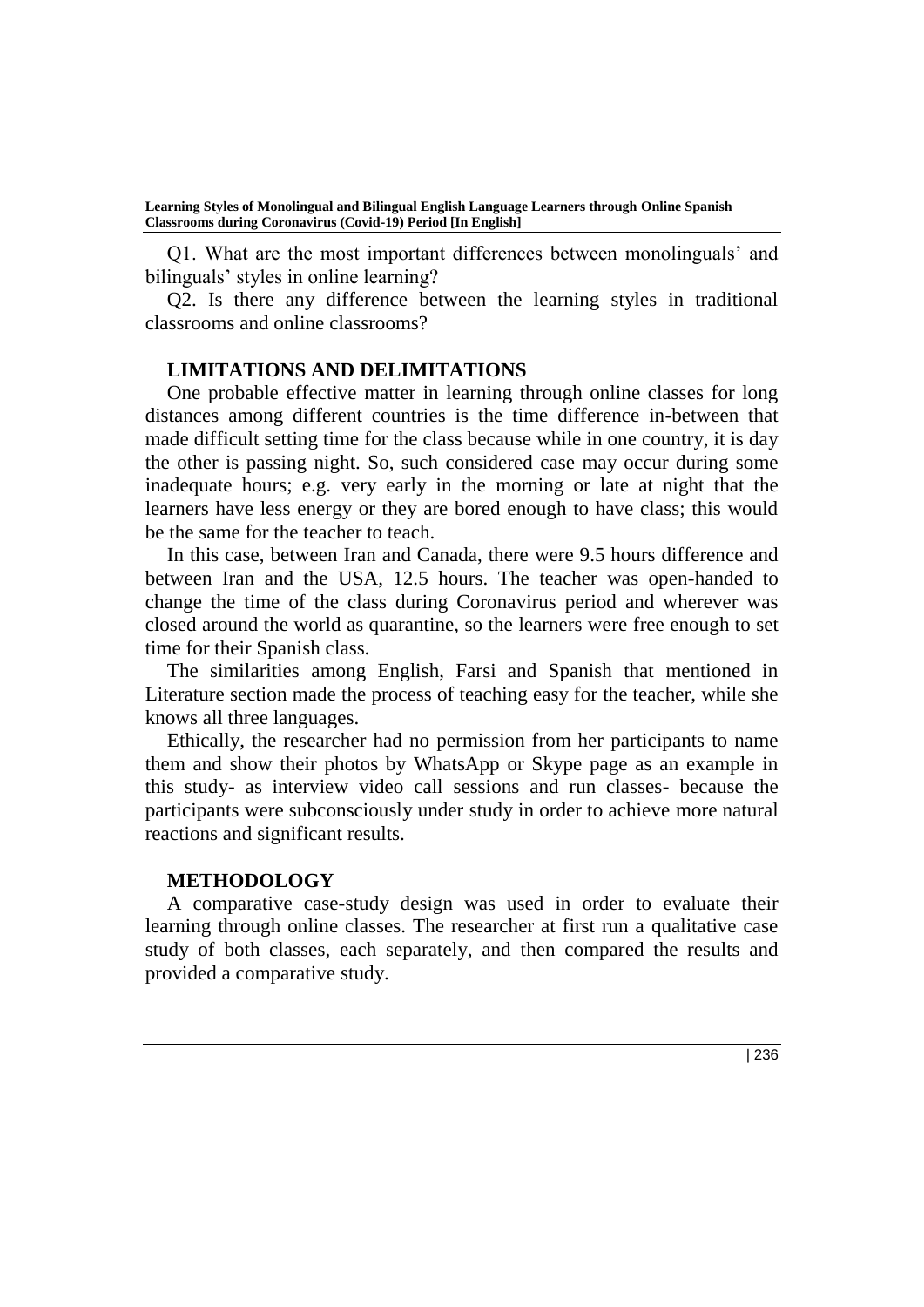Q1. What are the most important differences between monolinguals' and bilinguals' styles in online learning?

Q2. Is there any difference between the learning styles in traditional classrooms and online classrooms?

## LIMITATIONS AND DELIMITATIONS

One probable effective matter in learning through online classes for long distances among different countries is the time difference in-between that made difficult setting time for the class because while in one country, it is day the other is passing night. So, such considered case may occur during some inadequate hours; e.g. very early in the morning or late at night that the learners have less energy or they are bored enough to have class; this would be the same for the teacher to teach.

In this case, between Iran and Canada, there were 9.5 hours difference and between Iran and the USA, 12.5 hours. The teacher was open-handed to change the time of the class during Coronavirus period and wherever was closed around the world as quarantine, so the learners were free enough to set time for their Spanish class.

The similarities among English, Farsi and Spanish that mentioned in Literature section made the process of teaching easy for the teacher, while she knows all three languages.

Ethically, the researcher had no permission from her participants to name them and show their photos by WhatsApp or Skype page as an example in this study- as interview video call sessions and run classes- because the participants were subconsciously under study in order to achieve more natural reactions and significant results.

## METHODOLOGY

A comparative case-study design was used in order to evaluate their learning through online classes. The researcher at first run a qualitative case study of both classes, each separately, and then compared the results and provided a comparative study.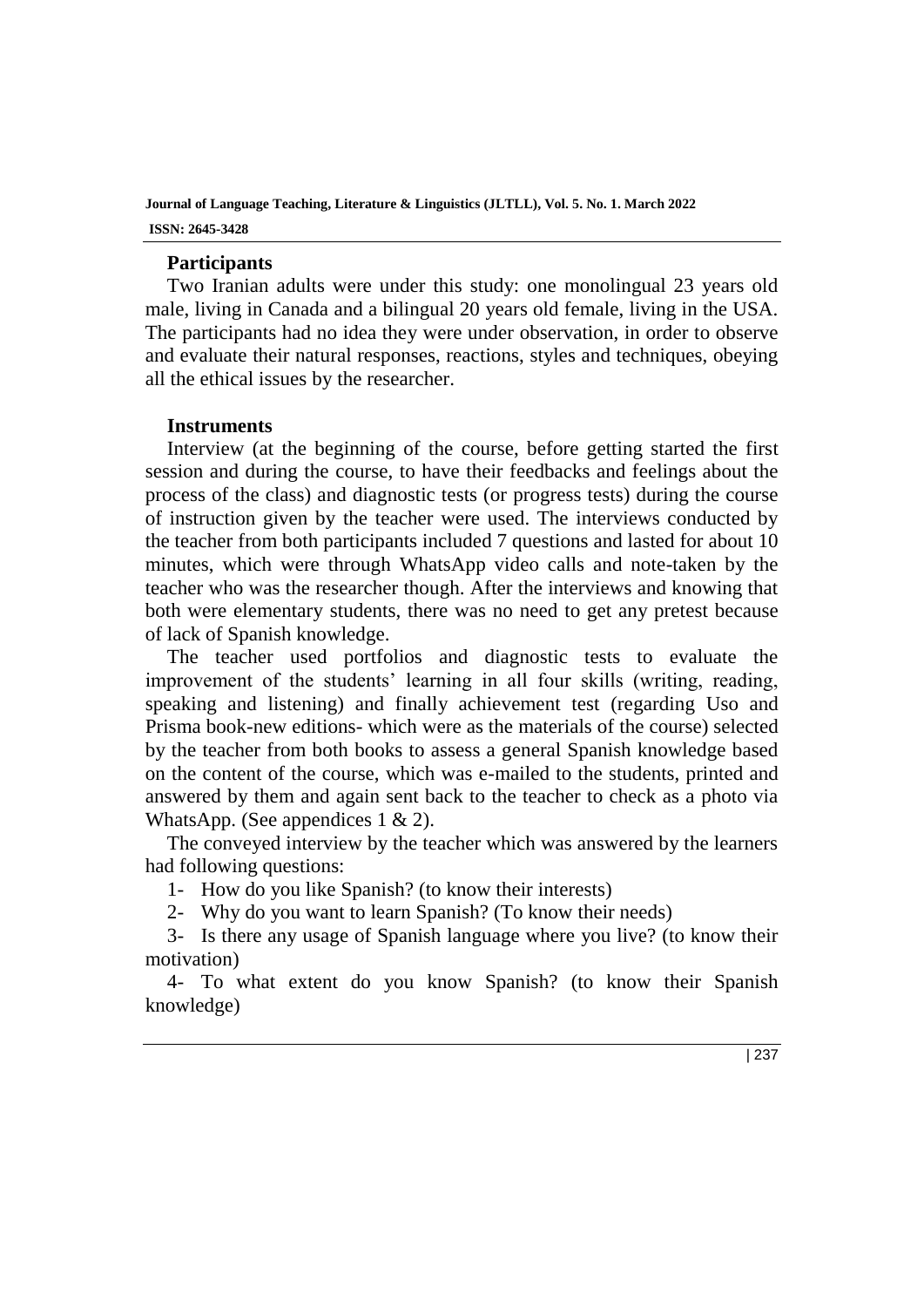### Participants

Two Iranian adults were under this study: one monolingual 23 years old male, living in Canada and a bilingual 20 years old female, living in the USA. The participants had no idea they were under observation, in order to observe and evaluate their natural responses, reactions, styles and techniques, obeying all the ethical issues by the researcher.

### Instruments

Interview (at the beginning of the course, before getting started the first session and during the course, to have their feedbacks and feelings about the process of the class) and diagnostic tests (or progress tests) during the course of instruction given by the teacher were used. The interviews conducted by the teacher from both participants included 7 questions and lasted for about 10 minutes, which were through WhatsApp video calls and note-taken by the teacher who was the researcher though. After the interviews and knowing that both were elementary students, there was no need to get any pretest because of lack of Spanish knowledge.

The teacher used portfolios and diagnostic tests to evaluate the improvement of the students' learning in all four skills (writing, reading, speaking and listening) and finally achievement test (regarding Uso and Prisma book-new editions- which were as the materials of the course) selected by the teacher from both books to assess a general Spanish knowledge based on the content of the course, which was e-mailed to the students, printed and answered by them and again sent back to the teacher to check as a photo via WhatsApp. (See appendices 1 & 2).

The conveyed interview by the teacher which was answered by the learners had following questions:

1- How do you like Spanish? (to know their interests)

2- Why do you want to learn Spanish? (To know their needs)

3- Is there any usage of Spanish language where you live? (to know their motivation)

4- To what extent do you know Spanish? (to know their Spanish knowledge)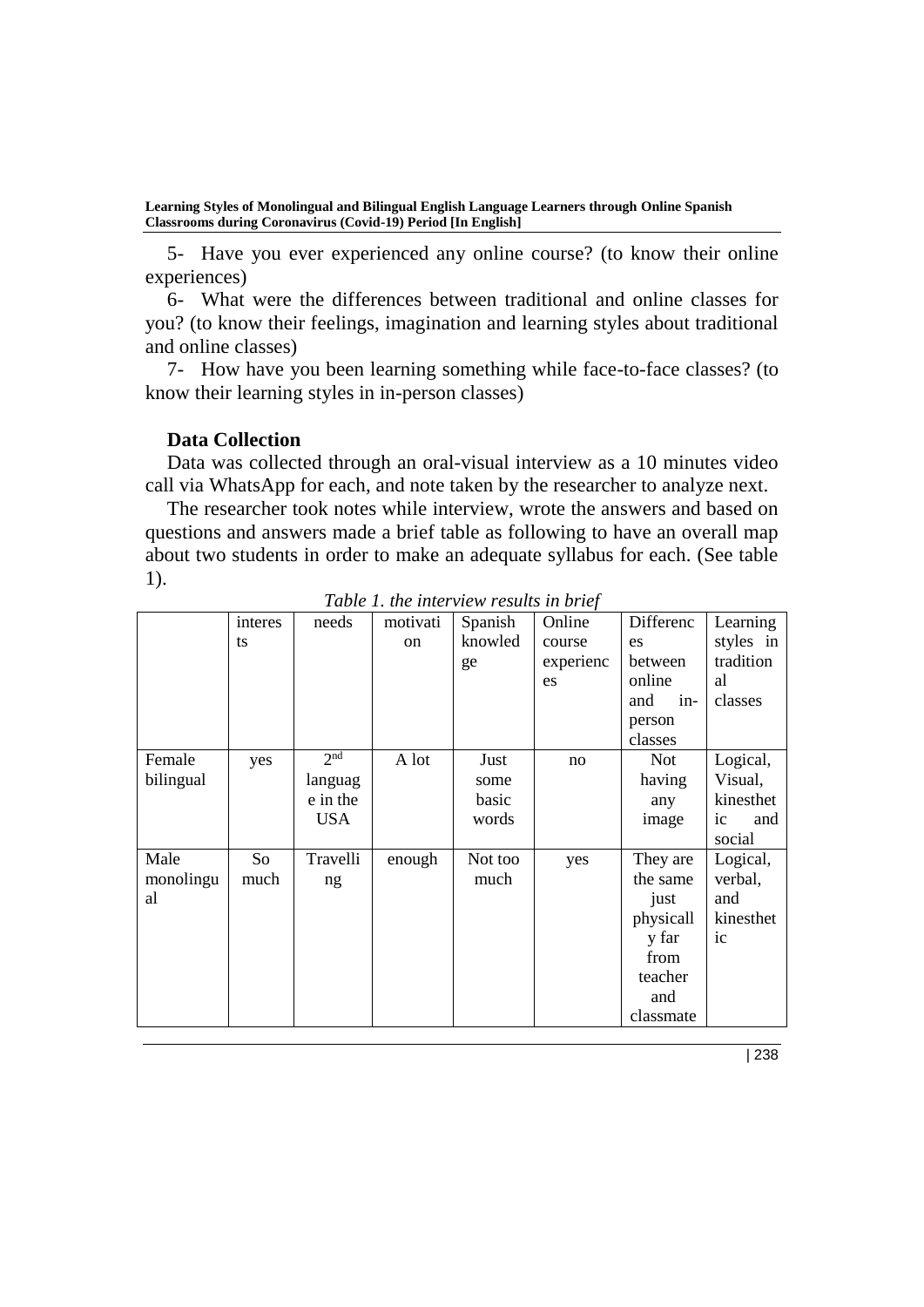5- Have you ever experienced any online course? (to know their online experiences)

6- What were the differences between traditional and online classes for you? (to know their feelings, imagination and learning styles about traditional and online classes)

7- How have you been learning something while face-to-face classes? (to know their learning styles in in-person classes)

### Data Collection

Data was collected through an oral-visual interview as a 10 minutes video call via WhatsApp for each, and note taken by the researcher to analyze next.

The researcher took notes while interview, wrote the answers and based on questions and answers made a brief table as following to have an overall map about two students in order to make an adequate syllabus for each. (See table 1).

*Table 1. the interview results in brief*

| | interests | needs | motivation | Spanish knowledge | Online course experiences | Differences between online and in-person classes | Learning styles in traditional classes |
|---|---|---|---|---|---|---|---|
| Female bilingual | yes | 2nd language in the USA | A lot | Just some basic words | no | Not having any image | Logical, Visual, kinesthetic and social |
| Male monolingual | So much | Travelling | enough | Not too much | yes | They are the same just physically far from teacher and classmate | Logical, verbal, and kinesthetic |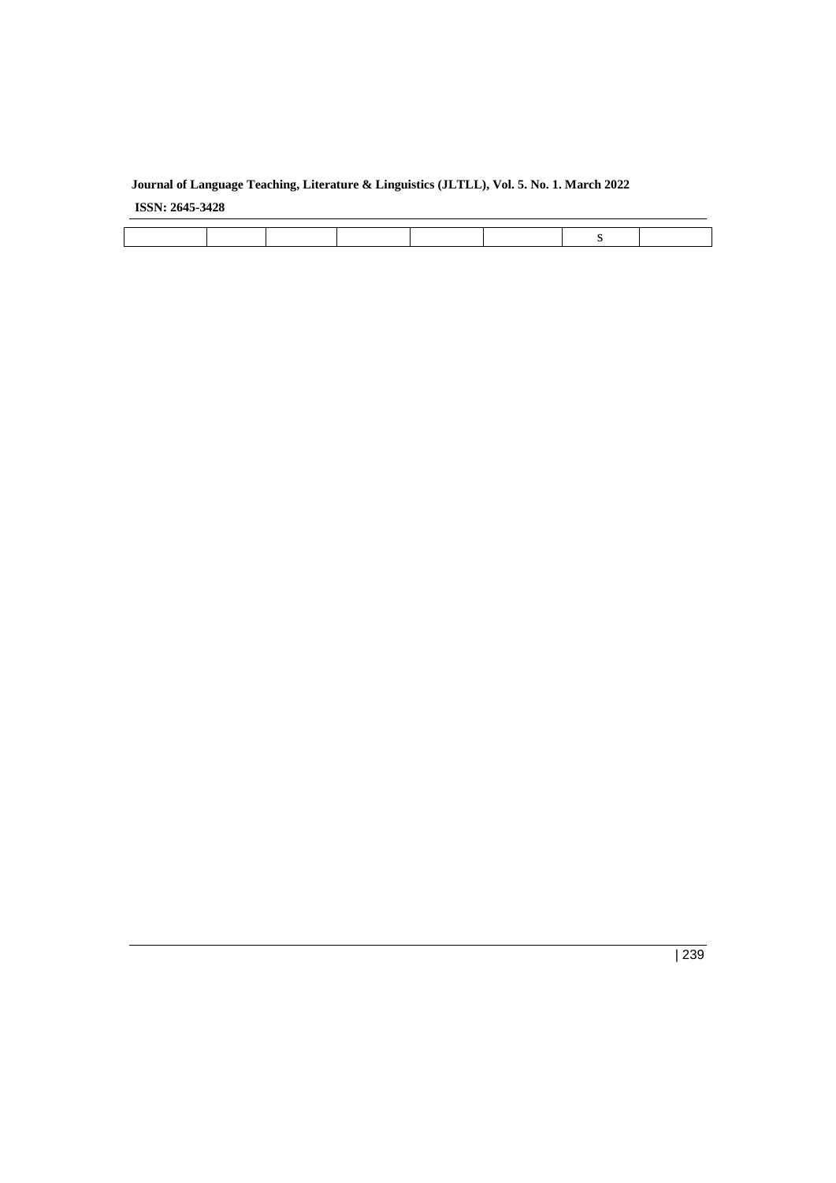| | | | | | | | |
|---|---|---|---|---|---|---|---|
| | | | | | | s | |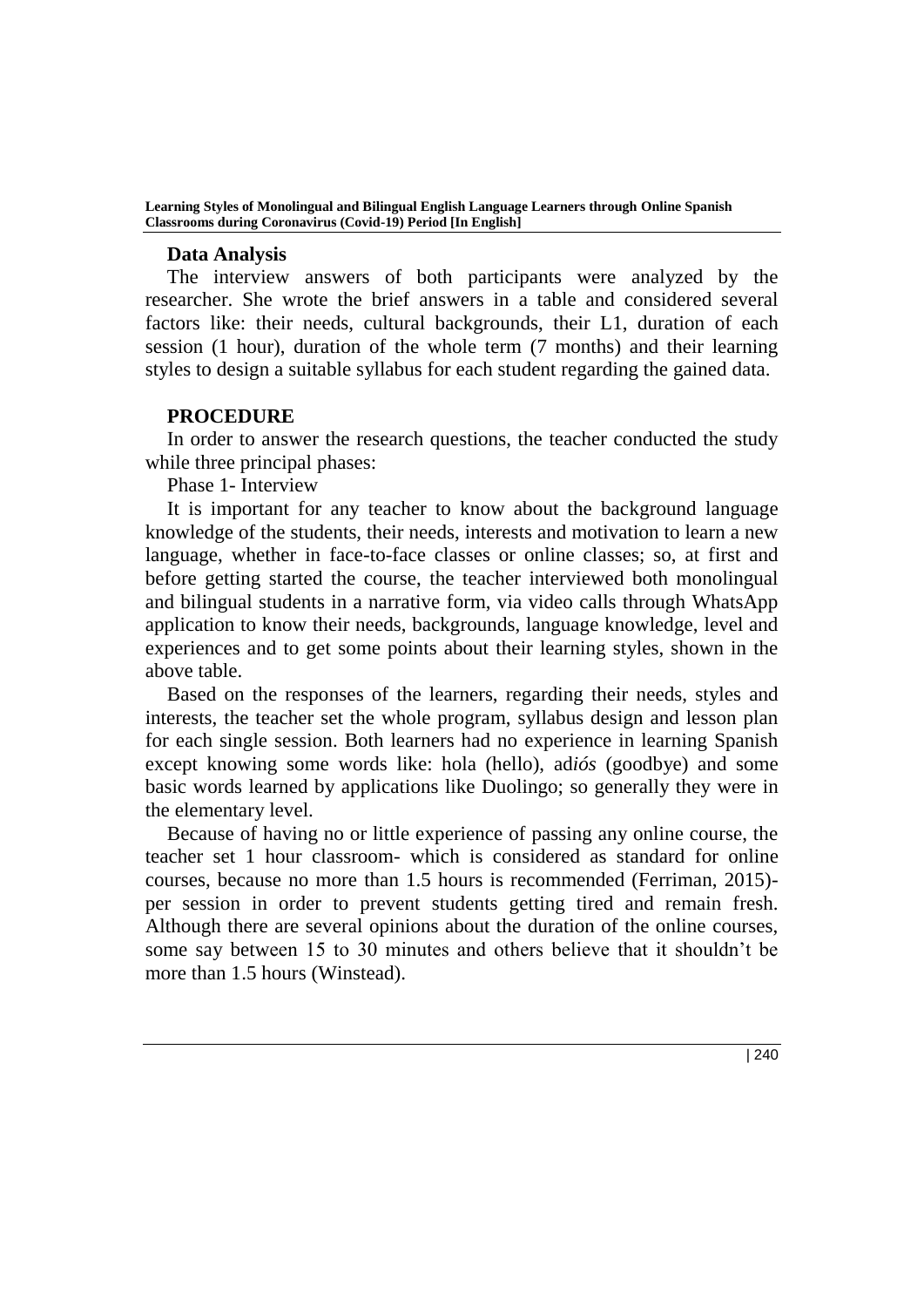### Data Analysis

The interview answers of both participants were analyzed by the researcher. She wrote the brief answers in a table and considered several factors like: their needs, cultural backgrounds, their L1, duration of each session (1 hour), duration of the whole term (7 months) and their learning styles to design a suitable syllabus for each student regarding the gained data.

### PROCEDURE

In order to answer the research questions, the teacher conducted the study while three principal phases:

Phase 1- Interview

It is important for any teacher to know about the background language knowledge of the students, their needs, interests and motivation to learn a new language, whether in face-to-face classes or online classes; so, at first and before getting started the course, the teacher interviewed both monolingual and bilingual students in a narrative form, via video calls through WhatsApp application to know their needs, backgrounds, language knowledge, level and experiences and to get some points about their learning styles, shown in the above table.

Based on the responses of the learners, regarding their needs, styles and interests, the teacher set the whole program, syllabus design and lesson plan for each single session. Both learners had no experience in learning Spanish except knowing some words like: hola (hello), ad*iós* (goodbye) and some basic words learned by applications like Duolingo; so generally they were in the elementary level.

Because of having no or little experience of passing any online course, the teacher set 1 hour classroom- which is considered as standard for online courses, because no more than 1.5 hours is recommended (Ferriman, 2015)- per session in order to prevent students getting tired and remain fresh. Although there are several opinions about the duration of the online courses, some say between 15 to 30 minutes and others believe that it shouldn't be more than 1.5 hours (Winstead).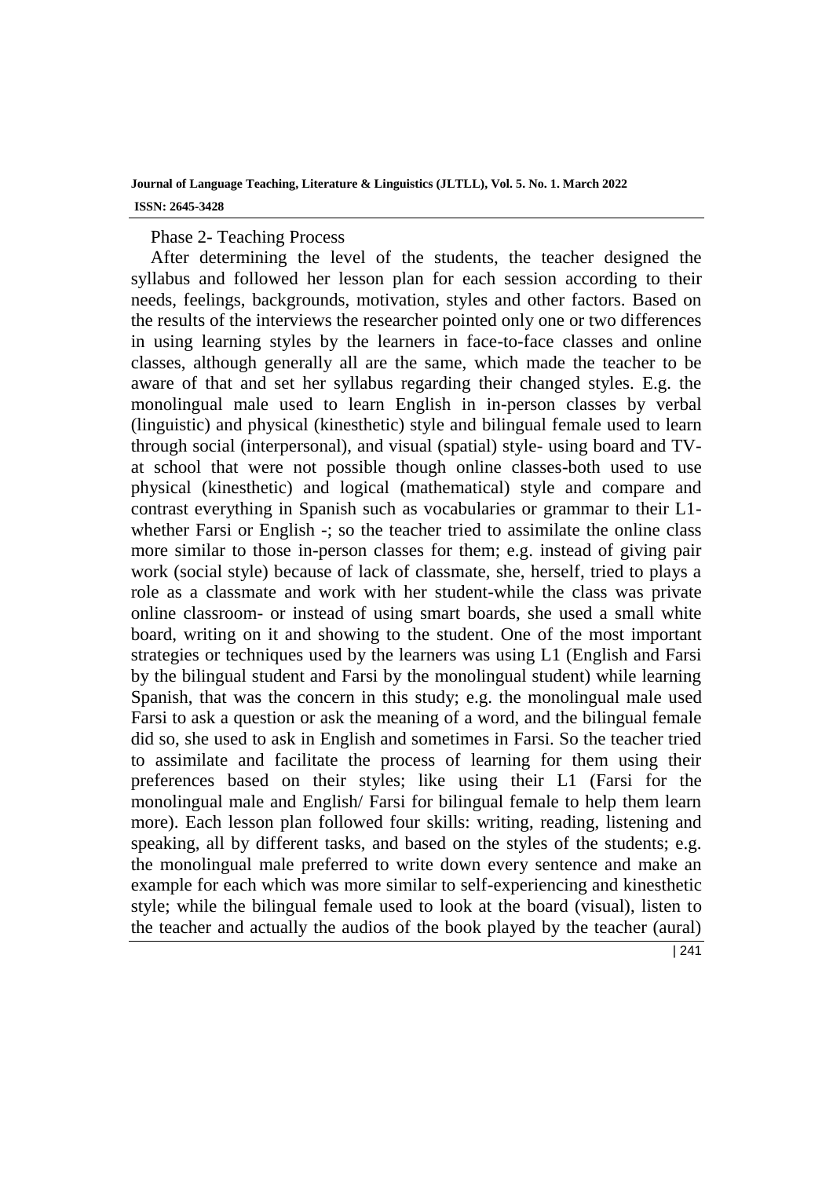Phase 2- Teaching Process

After determining the level of the students, the teacher designed the syllabus and followed her lesson plan for each session according to their needs, feelings, backgrounds, motivation, styles and other factors. Based on the results of the interviews the researcher pointed only one or two differences in using learning styles by the learners in face-to-face classes and online classes, although generally all are the same, which made the teacher to be aware of that and set her syllabus regarding their changed styles. E.g. the monolingual male used to learn English in in-person classes by verbal (linguistic) and physical (kinesthetic) style and bilingual female used to learn through social (interpersonal), and visual (spatial) style- using board and TV- at school that were not possible though online classes-both used to use physical (kinesthetic) and logical (mathematical) style and compare and contrast everything in Spanish such as vocabularies or grammar to their L1- whether Farsi or English -; so the teacher tried to assimilate the online class more similar to those in-person classes for them; e.g. instead of giving pair work (social style) because of lack of classmate, she, herself, tried to plays a role as a classmate and work with her student-while the class was private online classroom- or instead of using smart boards, she used a small white board, writing on it and showing to the student. One of the most important strategies or techniques used by the learners was using L1 (English and Farsi by the bilingual student and Farsi by the monolingual student) while learning Spanish, that was the concern in this study; e.g. the monolingual male used Farsi to ask a question or ask the meaning of a word, and the bilingual female did so, she used to ask in English and sometimes in Farsi. So the teacher tried to assimilate and facilitate the process of learning for them using their preferences based on their styles; like using their L1 (Farsi for the monolingual male and English/ Farsi for bilingual female to help them learn more). Each lesson plan followed four skills: writing, reading, listening and speaking, all by different tasks, and based on the styles of the students; e.g. the monolingual male preferred to write down every sentence and make an example for each which was more similar to self-experiencing and kinesthetic style; while the bilingual female used to look at the board (visual), listen to the teacher and actually the audios of the book played by the teacher (aural)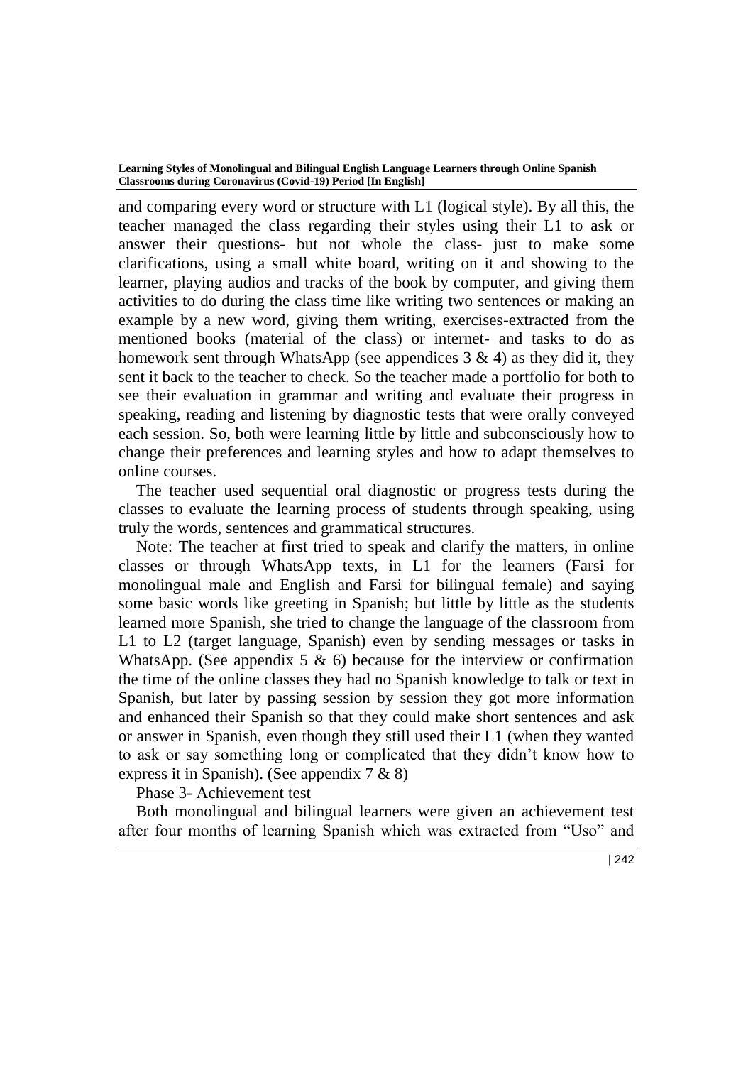and comparing every word or structure with L1 (logical style). By all this, the teacher managed the class regarding their styles using their L1 to ask or answer their questions- but not whole the class- just to make some clarifications, using a small white board, writing on it and showing to the learner, playing audios and tracks of the book by computer, and giving them activities to do during the class time like writing two sentences or making an example by a new word, giving them writing, exercises-extracted from the mentioned books (material of the class) or internet- and tasks to do as homework sent through WhatsApp (see appendices 3 & 4) as they did it, they sent it back to the teacher to check. So the teacher made a portfolio for both to see their evaluation in grammar and writing and evaluate their progress in speaking, reading and listening by diagnostic tests that were orally conveyed each session. So, both were learning little by little and subconsciously how to change their preferences and learning styles and how to adapt themselves to online courses.

The teacher used sequential oral diagnostic or progress tests during the classes to evaluate the learning process of students through speaking, using truly the words, sentences and grammatical structures.

<u>Note</u>: The teacher at first tried to speak and clarify the matters, in online classes or through WhatsApp texts, in L1 for the learners (Farsi for monolingual male and English and Farsi for bilingual female) and saying some basic words like greeting in Spanish; but little by little as the students learned more Spanish, she tried to change the language of the classroom from L1 to L2 (target language, Spanish) even by sending messages or tasks in WhatsApp. (See appendix 5 & 6) because for the interview or confirmation the time of the online classes they had no Spanish knowledge to talk or text in Spanish, but later by passing session by session they got more information and enhanced their Spanish so that they could make short sentences and ask or answer in Spanish, even though they still used their L1 (when they wanted to ask or say something long or complicated that they didn't know how to express it in Spanish). (See appendix 7 & 8)

Phase 3- Achievement test

Both monolingual and bilingual learners were given an achievement test after four months of learning Spanish which was extracted from "Uso" and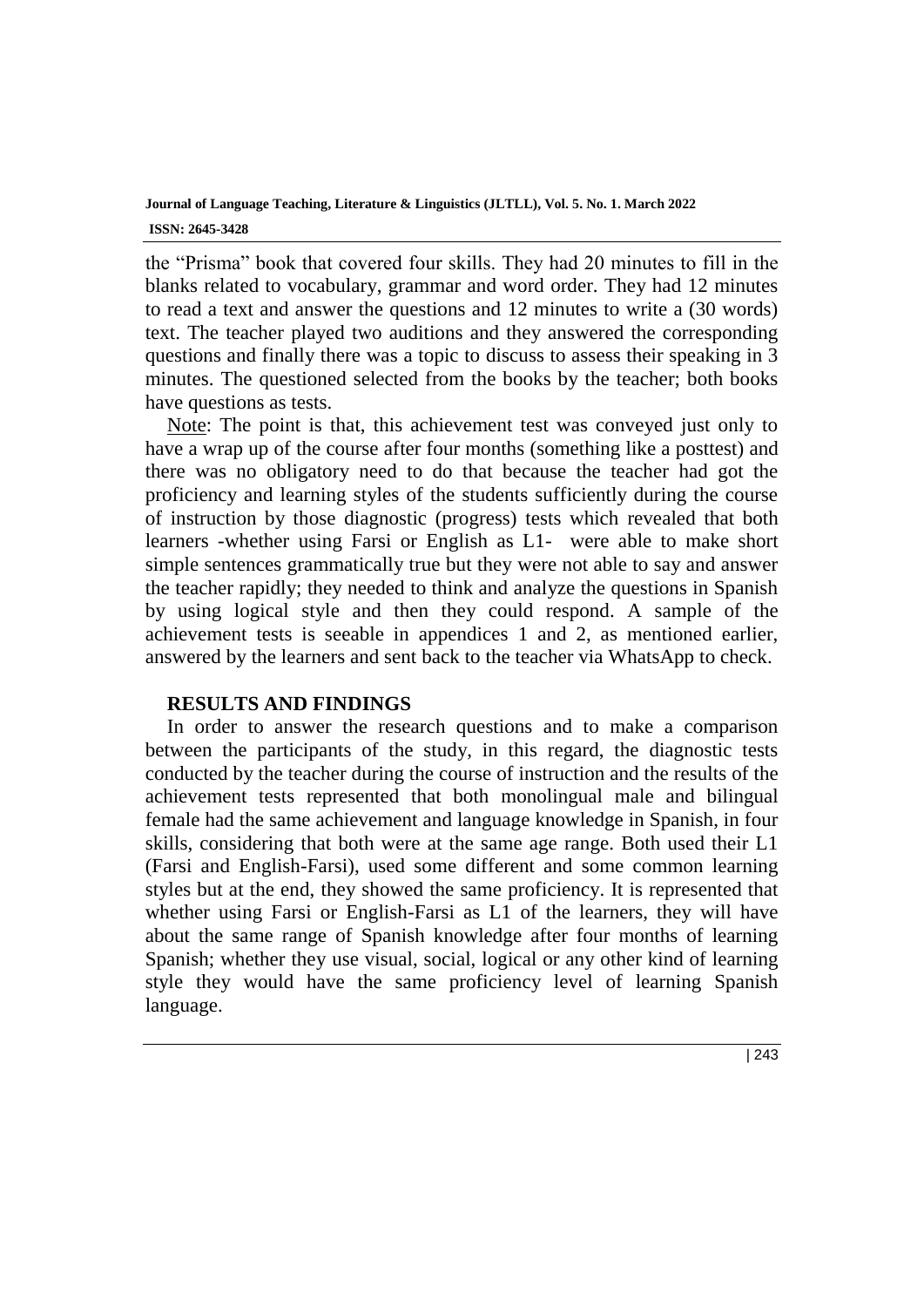the "Prisma" book that covered four skills. They had 20 minutes to fill in the blanks related to vocabulary, grammar and word order. They had 12 minutes to read a text and answer the questions and 12 minutes to write a (30 words) text. The teacher played two auditions and they answered the corresponding questions and finally there was a topic to discuss to assess their speaking in 3 minutes. The questioned selected from the books by the teacher; both books have questions as tests.

Note: The point is that, this achievement test was conveyed just only to have a wrap up of the course after four months (something like a posttest) and there was no obligatory need to do that because the teacher had got the proficiency and learning styles of the students sufficiently during the course of instruction by those diagnostic (progress) tests which revealed that both learners -whether using Farsi or English as L1- were able to make short simple sentences grammatically true but they were not able to say and answer the teacher rapidly; they needed to think and analyze the questions in Spanish by using logical style and then they could respond. A sample of the achievement tests is seeable in appendices 1 and 2, as mentioned earlier, answered by the learners and sent back to the teacher via WhatsApp to check.

## RESULTS AND FINDINGS

In order to answer the research questions and to make a comparison between the participants of the study, in this regard, the diagnostic tests conducted by the teacher during the course of instruction and the results of the achievement tests represented that both monolingual male and bilingual female had the same achievement and language knowledge in Spanish, in four skills, considering that both were at the same age range. Both used their L1 (Farsi and English-Farsi), used some different and some common learning styles but at the end, they showed the same proficiency. It is represented that whether using Farsi or English-Farsi as L1 of the learners, they will have about the same range of Spanish knowledge after four months of learning Spanish; whether they use visual, social, logical or any other kind of learning style they would have the same proficiency level of learning Spanish language.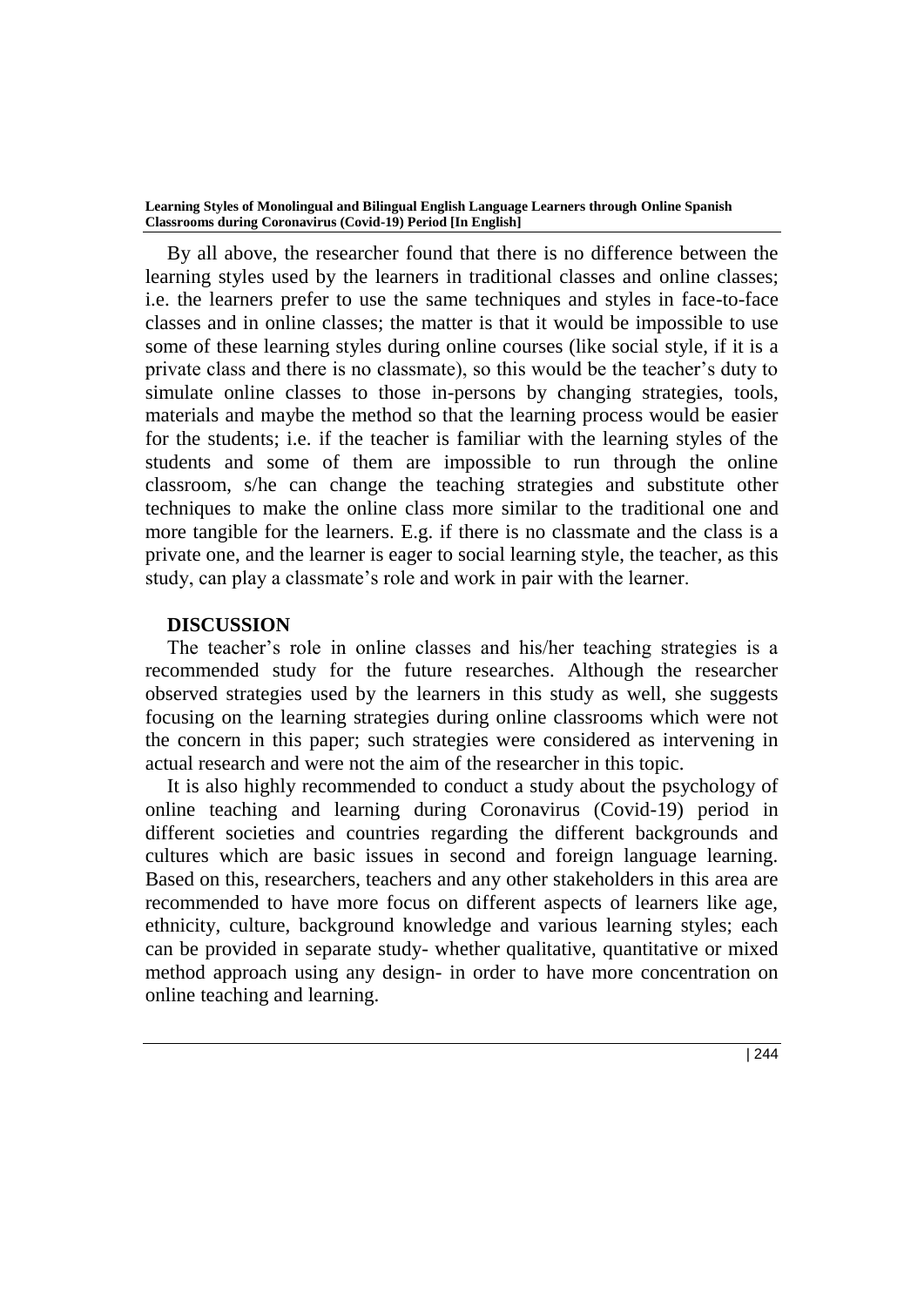By all above, the researcher found that there is no difference between the learning styles used by the learners in traditional classes and online classes; i.e. the learners prefer to use the same techniques and styles in face-to-face classes and in online classes; the matter is that it would be impossible to use some of these learning styles during online courses (like social style, if it is a private class and there is no classmate), so this would be the teacher's duty to simulate online classes to those in-persons by changing strategies, tools, materials and maybe the method so that the learning process would be easier for the students; i.e. if the teacher is familiar with the learning styles of the students and some of them are impossible to run through the online classroom, s/he can change the teaching strategies and substitute other techniques to make the online class more similar to the traditional one and more tangible for the learners. E.g. if there is no classmate and the class is a private one, and the learner is eager to social learning style, the teacher, as this study, can play a classmate's role and work in pair with the learner.

## DISCUSSION

The teacher's role in online classes and his/her teaching strategies is a recommended study for the future researches. Although the researcher observed strategies used by the learners in this study as well, she suggests focusing on the learning strategies during online classrooms which were not the concern in this paper; such strategies were considered as intervening in actual research and were not the aim of the researcher in this topic.

It is also highly recommended to conduct a study about the psychology of online teaching and learning during Coronavirus (Covid-19) period in different societies and countries regarding the different backgrounds and cultures which are basic issues in second and foreign language learning. Based on this, researchers, teachers and any other stakeholders in this area are recommended to have more focus on different aspects of learners like age, ethnicity, culture, background knowledge and various learning styles; each can be provided in separate study- whether qualitative, quantitative or mixed method approach using any design- in order to have more concentration on online teaching and learning.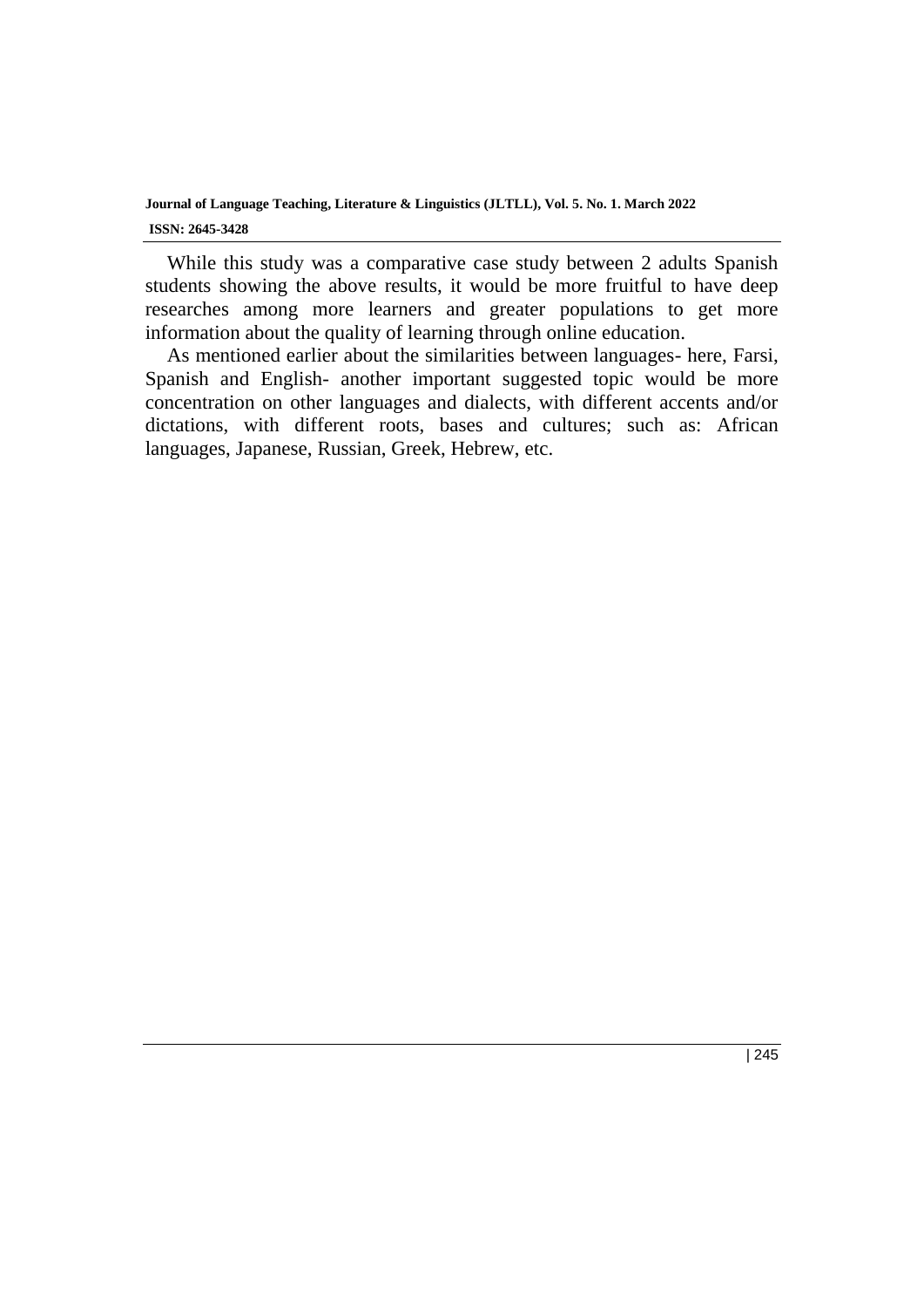While this study was a comparative case study between 2 adults Spanish students showing the above results, it would be more fruitful to have deep researches among more learners and greater populations to get more information about the quality of learning through online education.

As mentioned earlier about the similarities between languages- here, Farsi, Spanish and English- another important suggested topic would be more concentration on other languages and dialects, with different accents and/or dictations, with different roots, bases and cultures; such as: African languages, Japanese, Russian, Greek, Hebrew, etc.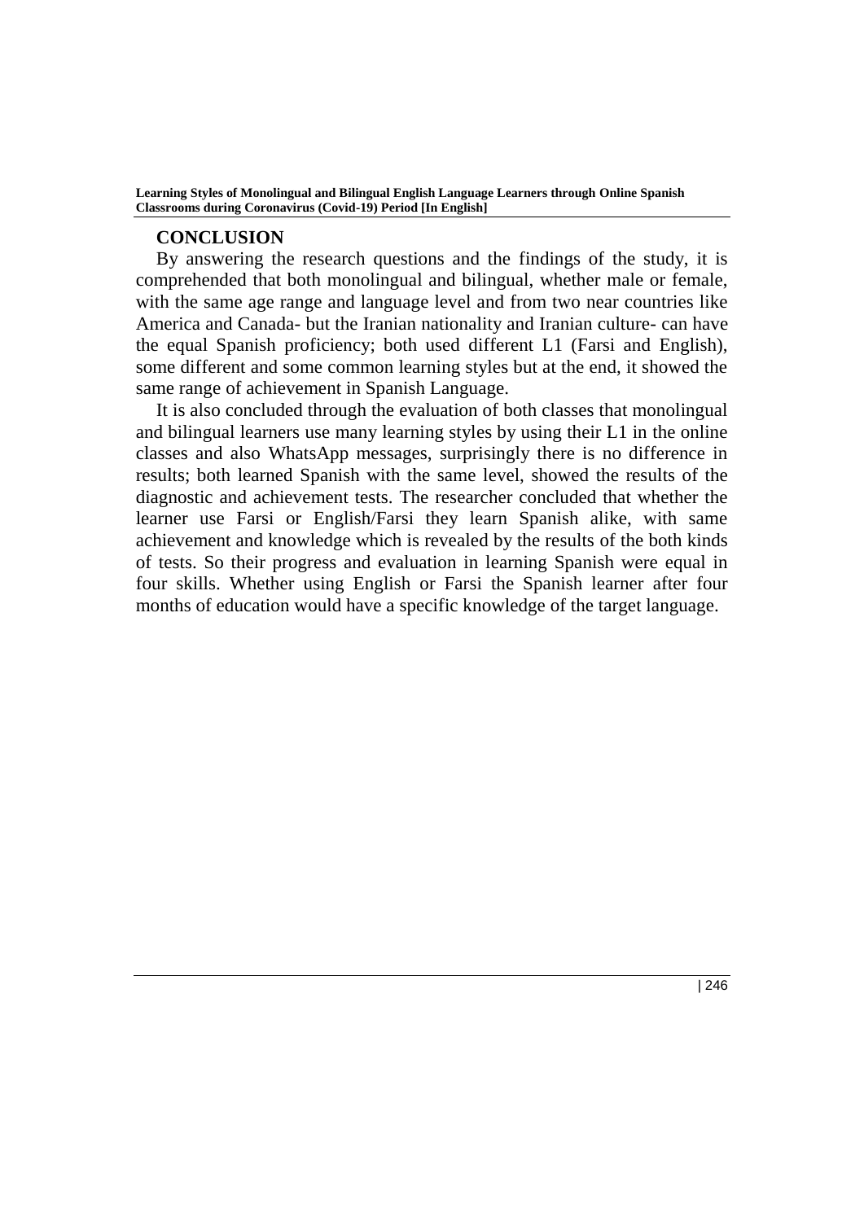## CONCLUSION

By answering the research questions and the findings of the study, it is comprehended that both monolingual and bilingual, whether male or female, with the same age range and language level and from two near countries like America and Canada- but the Iranian nationality and Iranian culture- can have the equal Spanish proficiency; both used different L1 (Farsi and English), some different and some common learning styles but at the end, it showed the same range of achievement in Spanish Language.

It is also concluded through the evaluation of both classes that monolingual and bilingual learners use many learning styles by using their L1 in the online classes and also WhatsApp messages, surprisingly there is no difference in results; both learned Spanish with the same level, showed the results of the diagnostic and achievement tests. The researcher concluded that whether the learner use Farsi or English/Farsi they learn Spanish alike, with same achievement and knowledge which is revealed by the results of the both kinds of tests. So their progress and evaluation in learning Spanish were equal in four skills. Whether using English or Farsi the Spanish learner after four months of education would have a specific knowledge of the target language.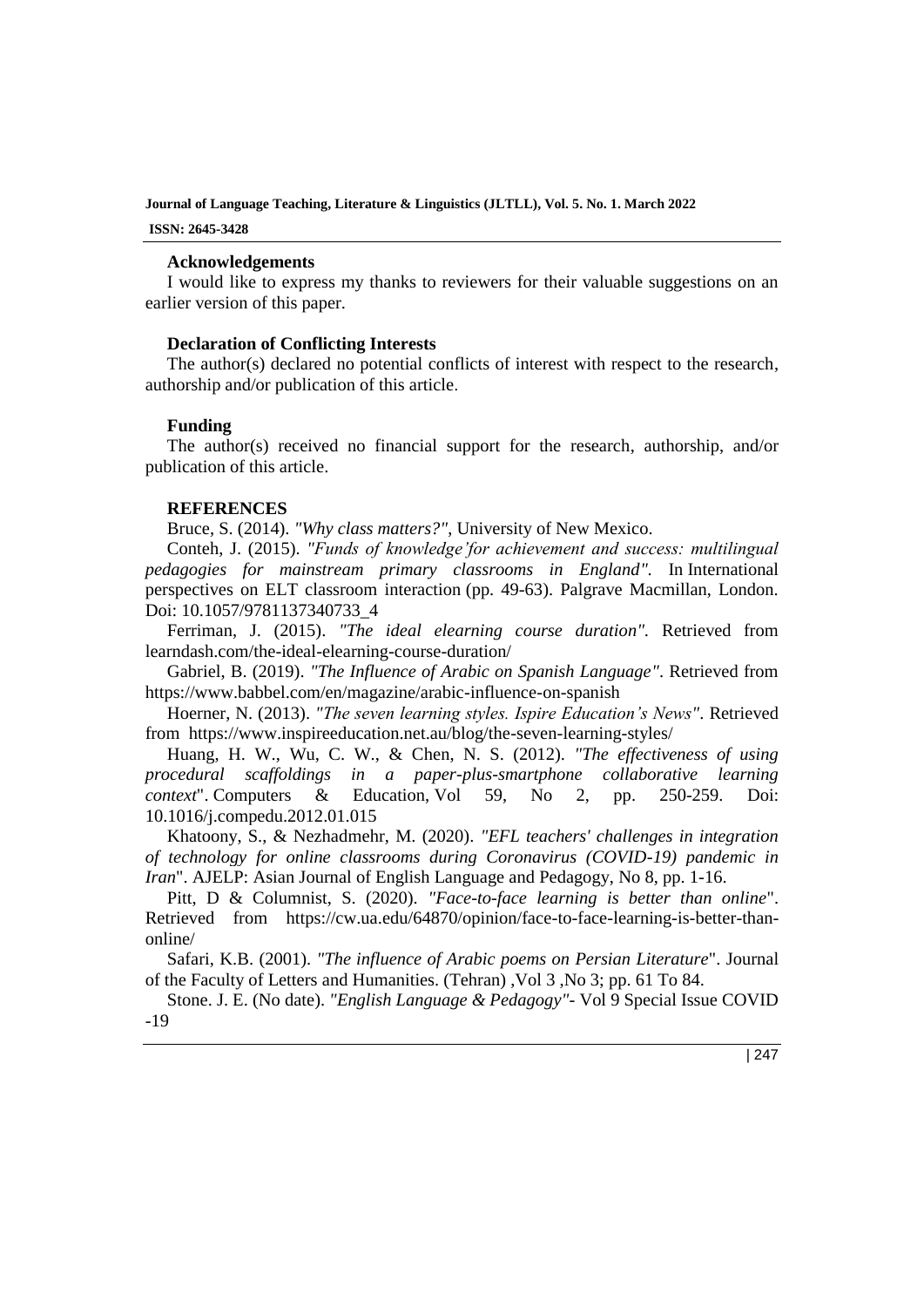### Acknowledgements

I would like to express my thanks to reviewers for their valuable suggestions on an earlier version of this paper.

### Declaration of Conflicting Interests

The author(s) declared no potential conflicts of interest with respect to the research, authorship and/or publication of this article.

### Funding

The author(s) received no financial support for the research, authorship, and/or publication of this article.

### REFERENCES

Bruce, S. (2014). *"Why class matters?"*, University of New Mexico.

Conteh, J. (2015). *"Funds of knowledge'for achievement and success: multilingual pedagogies for mainstream primary classrooms in England".* In International perspectives on ELT classroom interaction (pp. 49-63). Palgrave Macmillan, London. Doi: 10.1057/9781137340733_4

Ferriman, J. (2015). *"The ideal elearning course duration".* Retrieved from learndash.com/the-ideal-elearning-course-duration/

Gabriel, B. (2019). *"The Influence of Arabic on Spanish Language"*. Retrieved from https://www.babbel.com/en/magazine/arabic-influence-on-spanish

Hoerner, N. (2013). *"The seven learning styles. Ispire Education's News"*. Retrieved from https://www.inspireeducation.net.au/blog/the-seven-learning-styles/

Huang, H. W., Wu, C. W., & Chen, N. S. (2012). *"The effectiveness of using procedural scaffoldings in a paper-plus-smartphone collaborative learning context*". Computers & Education, Vol 59, No 2, pp. 250-259. Doi: 10.1016/j.compedu.2012.01.015

Khatoony, S., & Nezhadmehr, M. (2020). *"EFL teachers' challenges in integration of technology for online classrooms during Coronavirus (COVID-19) pandemic in Iran*". AJELP: Asian Journal of English Language and Pedagogy, No 8, pp. 1-16.

Pitt, D & Columnist, S. (2020). *"Face-to-face learning is better than online*". Retrieved from https://cw.ua.edu/64870/opinion/face-to-face-learning-is-better-than-online/

Safari, K.B. (2001). *"The influence of Arabic poems on Persian Literature*". Journal of the Faculty of Letters and Humanities. (Tehran) ,Vol 3 ,No 3; pp. 61 To 84.

Stone. J. E. (No date). *"English Language & Pedagogy"*- Vol 9 Special Issue COVID -19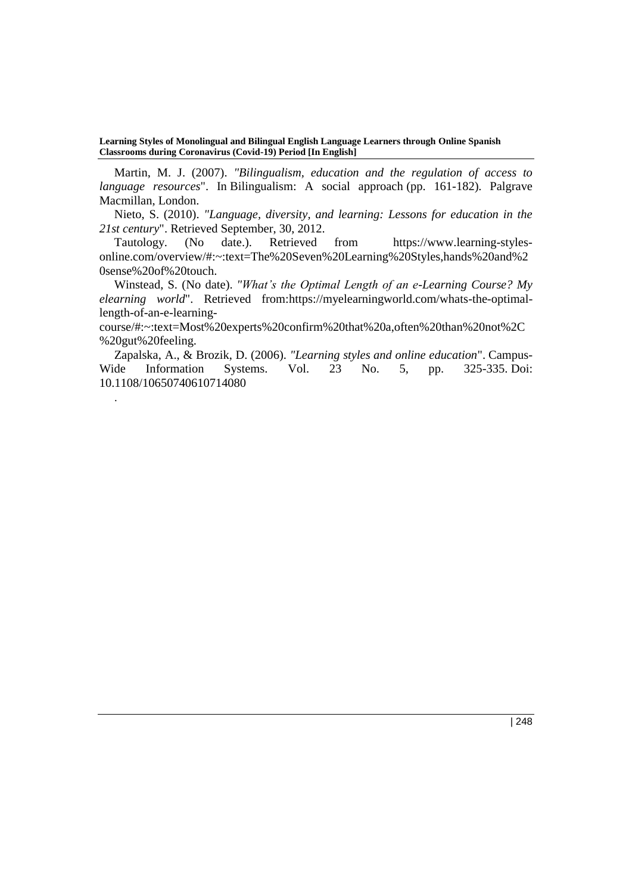Martin, M. J. (2007). *"Bilingualism, education and the regulation of access to language resources*". In Bilingualism: A social approach (pp. 161-182). Palgrave Macmillan, London.

Nieto, S. (2010). *"Language, diversity, and learning: Lessons for education in the 21st century*". Retrieved September, 30, 2012.

Tautology. (No date.). Retrieved from https://www.learning-styles-online.com/overview/#:~:text=The%20Seven%20Learning%20Styles,hands%20and%20sense%20of%20touch.

Winstead, S. (No date). *"What's the Optimal Length of an e-Learning Course? My elearning world*". Retrieved from:https://myelearningworld.com/whats-the-optimal-length-of-an-e-learning-course/#:~:text=Most%20experts%20confirm%20that%20a,often%20than%20not%2C%20gut%20feeling.

Zapalska, A., & Brozik, D. (2006). *"Learning styles and online education*". Campus-Wide Information Systems. Vol. 23 No. 5, pp. 325-335. Doi: 10.1108/10650740610714080

.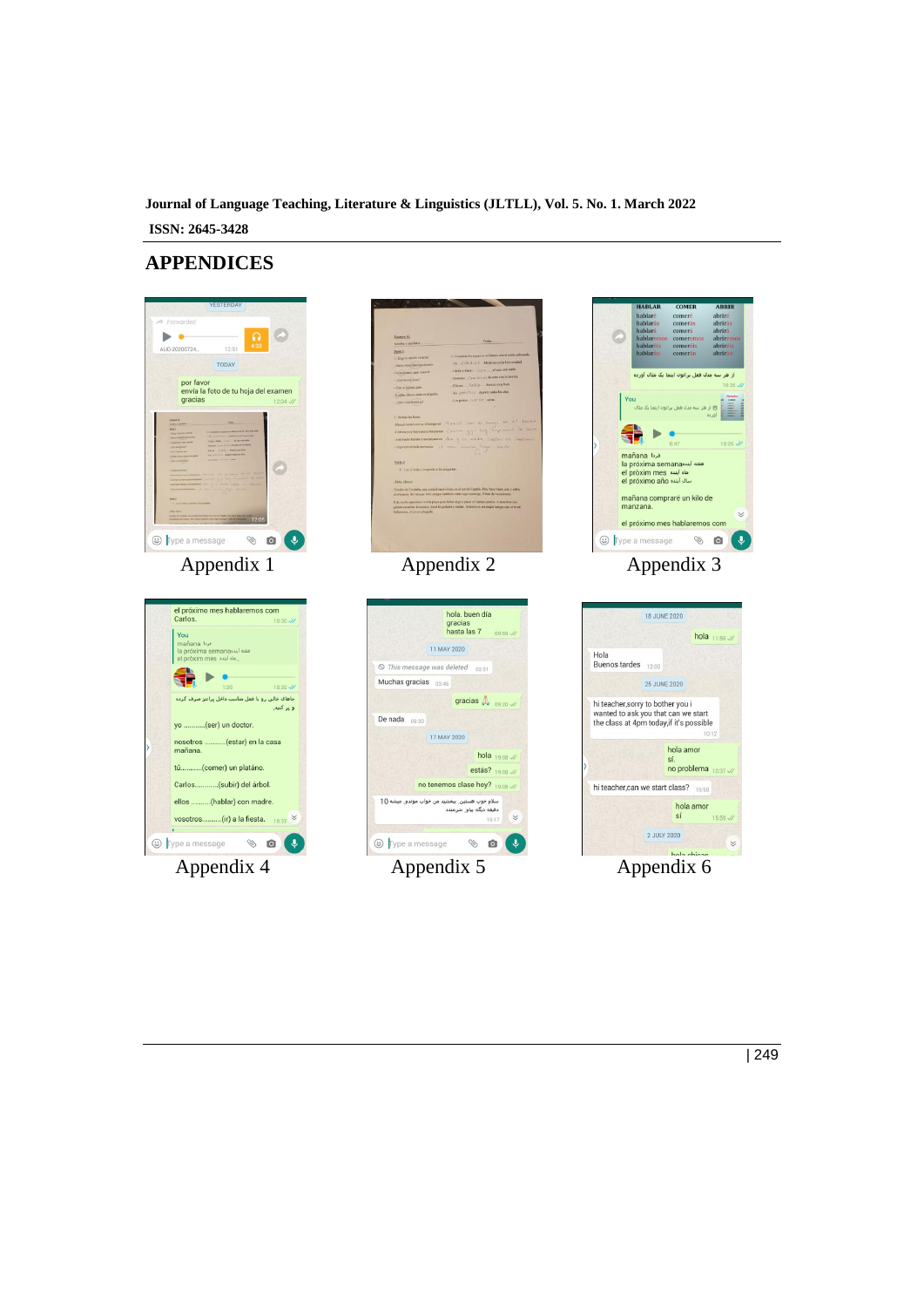## APPENDICES

Appendix 1

Appendix 2

Appendix 3

Appendix 4

Appendix 5

Appendix 6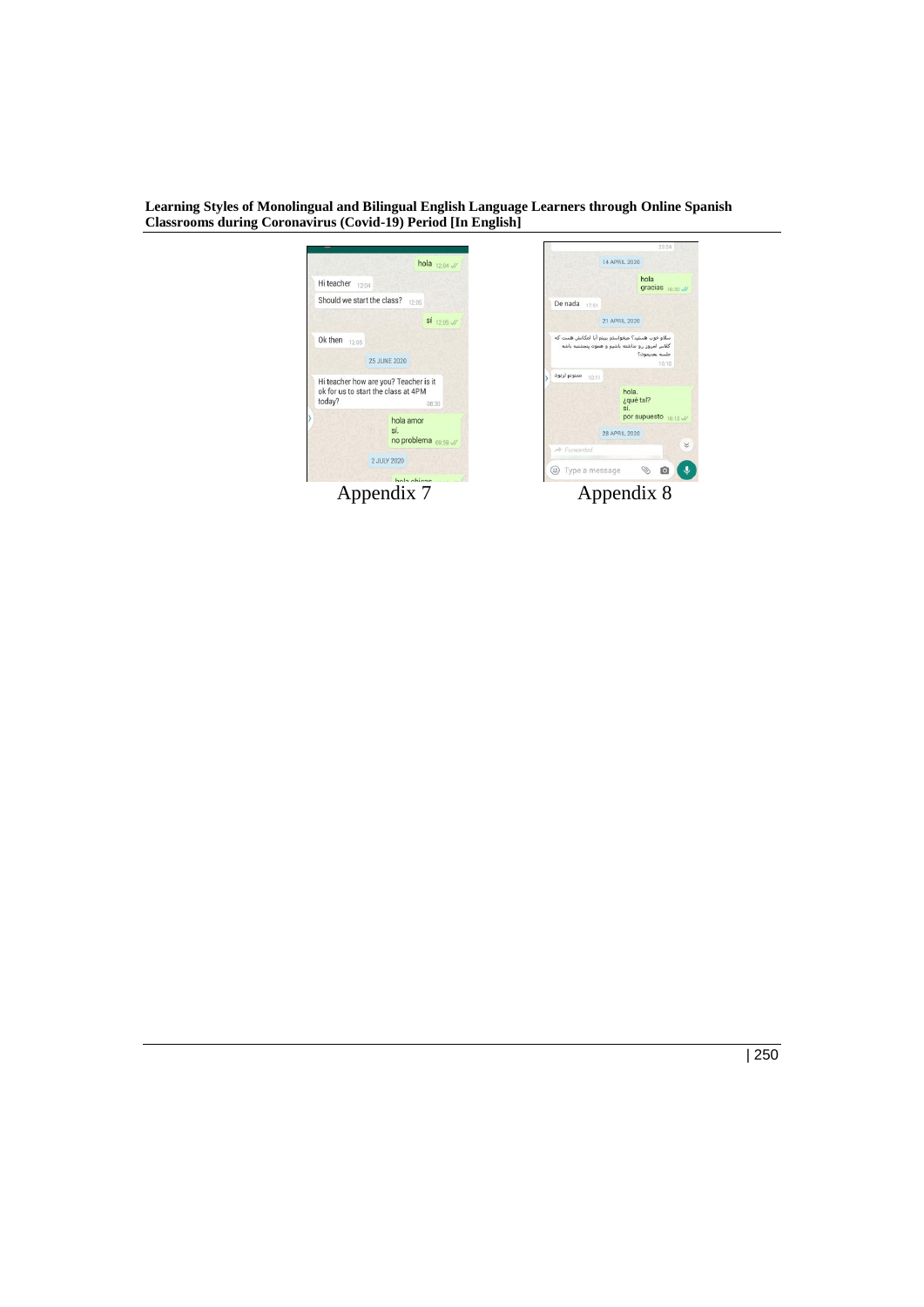Appendix 7

Appendix 8